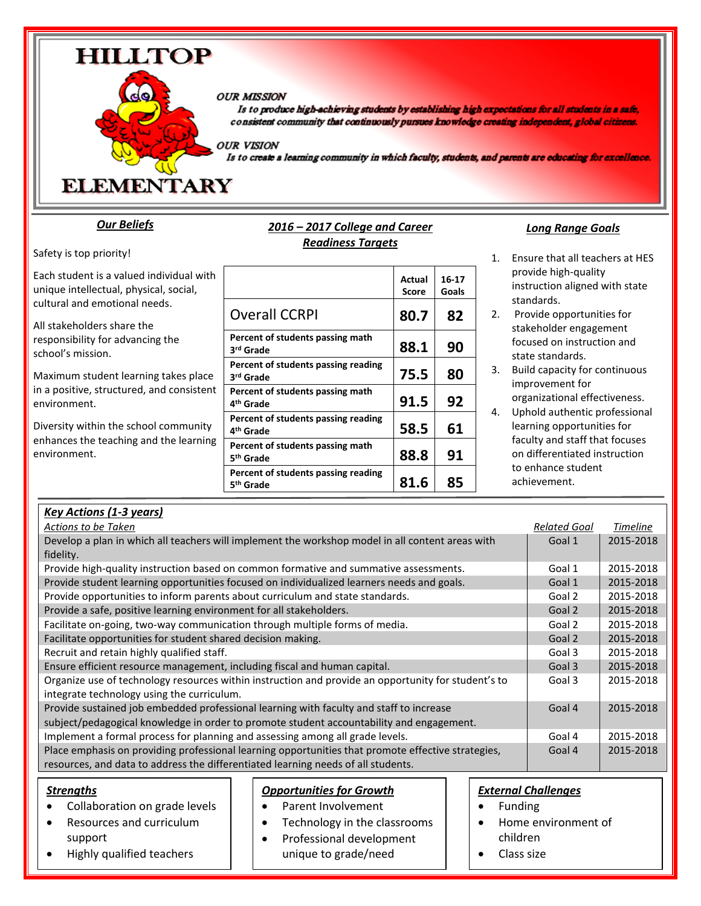# HILLTOP ELEMENTARY

*OUR MISSION*

*Is to produce high-achieving students by establishing high expectations for all students in a safe, consistent community that continuously pursues knowledge creating independent, global citizens.*

*OUR VISION*

*Is to create a learning community in which faculty, students, and parents are educating for excellence.*

## Our Beliefs

Safety is top priority!

Each student is a valued individual with unique intellectual, physical, social, cultural and emotional needs.

All stakeholders share the responsibility for advancing the school's mission.

Maximum student learning takes place in a positive, structured, and consistent environment.

Diversity within the school community enhances the teaching and the learning environment.

## 2016 – 2017 College and Career Readiness Targets

| | Actual Score | 16-17 Goals |
|---|---|---|
| Overall CCRPI | **80.7** | **82** |
| **Percent of students passing math 3rd Grade** | **88.1** | **90** |
| **Percent of students passing reading 3rd Grade** | **75.5** | **80** |
| **Percent of students passing math 4th Grade** | **91.5** | **92** |
| **Percent of students passing reading 4th Grade** | **58.5** | **61** |
| **Percent of students passing math 5th Grade** | **88.8** | **91** |
| **Percent of students passing reading 5th Grade** | **81.6** | **85** |

## Long Range Goals

1. Ensure that all teachers at HES provide high-quality instruction aligned with state standards.
2. Provide opportunities for stakeholder engagement focused on instruction and state standards.
3. Build capacity for continuous improvement for organizational effectiveness.
4. Uphold authentic professional learning opportunities for faculty and staff that focuses on differentiated instruction to enhance student achievement.

## Key Actions (1-3 years)

| *Actions to be Taken* | *Related Goal* | *Timeline* |
|---|---|---|
| Develop a plan in which all teachers will implement the workshop model in all content areas with fidelity. | Goal 1 | 2015-2018 |
| Provide high-quality instruction based on common formative and summative assessments. | Goal 1 | 2015-2018 |
| Provide student learning opportunities focused on individualized learners needs and goals. | Goal 1 | 2015-2018 |
| Provide opportunities to inform parents about curriculum and state standards. | Goal 2 | 2015-2018 |
| Provide a safe, positive learning environment for all stakeholders. | Goal 2 | 2015-2018 |
| Facilitate on-going, two-way communication through multiple forms of media. | Goal 2 | 2015-2018 |
| Facilitate opportunities for student shared decision making. | Goal 2 | 2015-2018 |
| Recruit and retain highly qualified staff. | Goal 3 | 2015-2018 |
| Ensure efficient resource management, including fiscal and human capital. | Goal 3 | 2015-2018 |
| Organize use of technology resources within instruction and provide an opportunity for student's to integrate technology using the curriculum. | Goal 3 | 2015-2018 |
| Provide sustained job embedded professional learning with faculty and staff to increase subject/pedagogical knowledge in order to promote student accountability and engagement. | Goal 4 | 2015-2018 |
| Implement a formal process for planning and assessing among all grade levels. | Goal 4 | 2015-2018 |
| Place emphasis on providing professional learning opportunities that promote effective strategies, resources, and data to address the differentiated learning needs of all students. | Goal 4 | 2015-2018 |

## Strengths

- Collaboration on grade levels
- Resources and curriculum support
- Highly qualified teachers

## Opportunities for Growth

- Parent Involvement
- Technology in the classrooms
- Professional development unique to grade/need

## External Challenges

- Funding
- Home environment of children
- Class size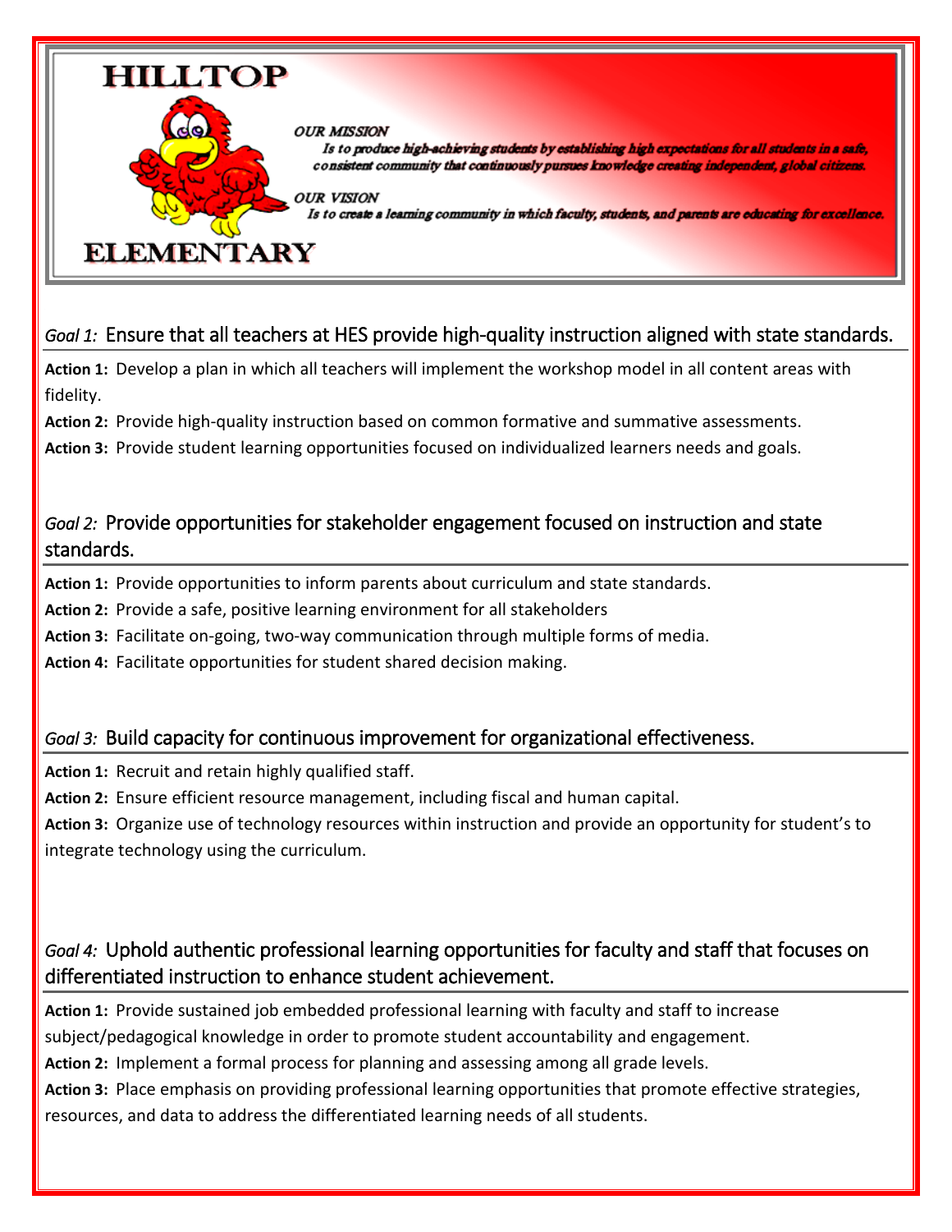# HILLTOP ELEMENTARY

*OUR MISSION*

*Is to produce high-achieving students by establishing high expectations for all students in a safe, consistent community that continuously pursues knowledge creating independent, global citizens.*

*OUR VISION*

*Is to create a learning community in which faculty, students, and parents are educating for excellence.*

## *Goal 1:* Ensure that all teachers at HES provide high-quality instruction aligned with state standards.

**Action 1:** Develop a plan in which all teachers will implement the workshop model in all content areas with fidelity.

**Action 2:** Provide high-quality instruction based on common formative and summative assessments.

**Action 3:** Provide student learning opportunities focused on individualized learners needs and goals.

## *Goal 2:* Provide opportunities for stakeholder engagement focused on instruction and state standards.

**Action 1:** Provide opportunities to inform parents about curriculum and state standards.

**Action 2:** Provide a safe, positive learning environment for all stakeholders

**Action 3:** Facilitate on-going, two-way communication through multiple forms of media.

**Action 4:** Facilitate opportunities for student shared decision making.

## *Goal 3:* Build capacity for continuous improvement for organizational effectiveness.

**Action 1:** Recruit and retain highly qualified staff.

**Action 2:** Ensure efficient resource management, including fiscal and human capital.

**Action 3:** Organize use of technology resources within instruction and provide an opportunity for student's to integrate technology using the curriculum.

## *Goal 4:* Uphold authentic professional learning opportunities for faculty and staff that focuses on differentiated instruction to enhance student achievement.

**Action 1:** Provide sustained job embedded professional learning with faculty and staff to increase subject/pedagogical knowledge in order to promote student accountability and engagement.

**Action 2:** Implement a formal process for planning and assessing among all grade levels.

**Action 3:** Place emphasis on providing professional learning opportunities that promote effective strategies, resources, and data to address the differentiated learning needs of all students.